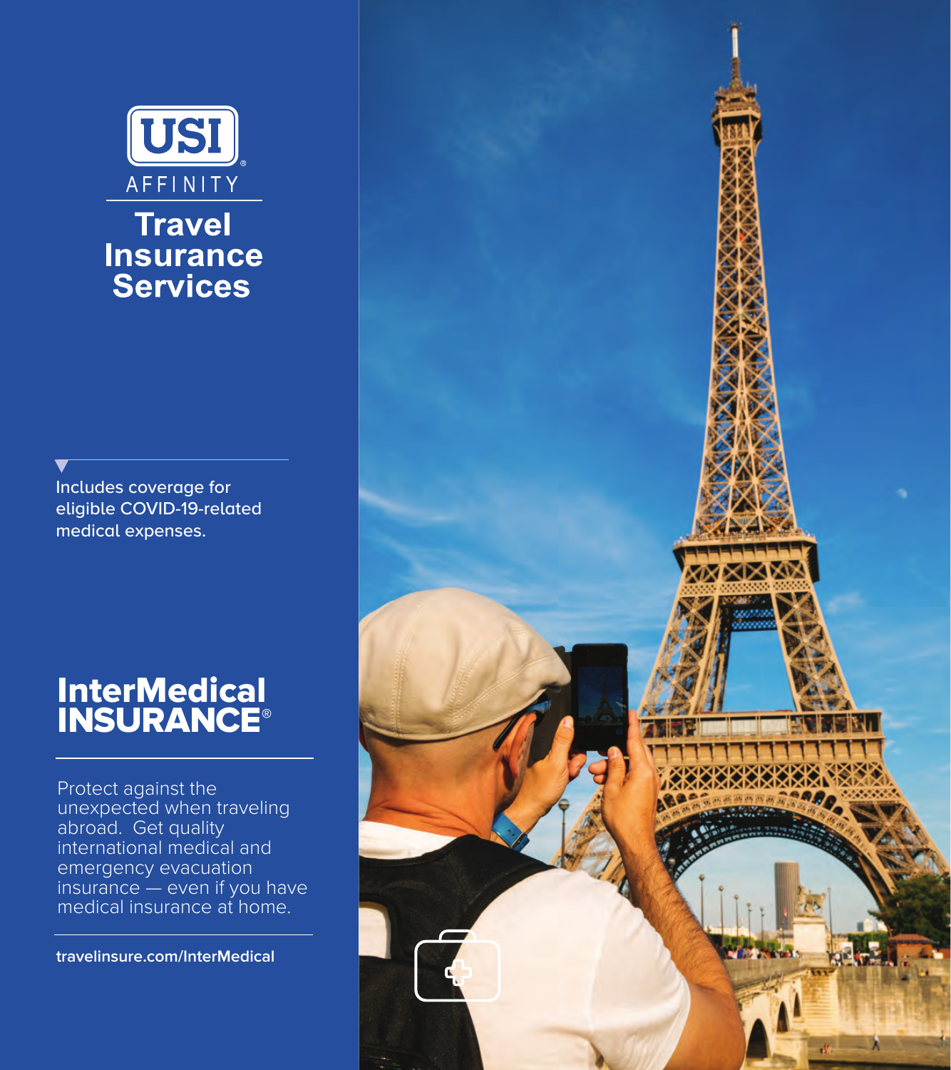USI AFFINITY

# Travel Insurance Services

Includes coverage for eligible COVID-19-related medical expenses.

## InterMedical INSURANCE®

Protect against the unexpected when traveling abroad. Get quality international medical and emergency evacuation insurance — even if you have medical insurance at home.

**travelinsure.com/InterMedical**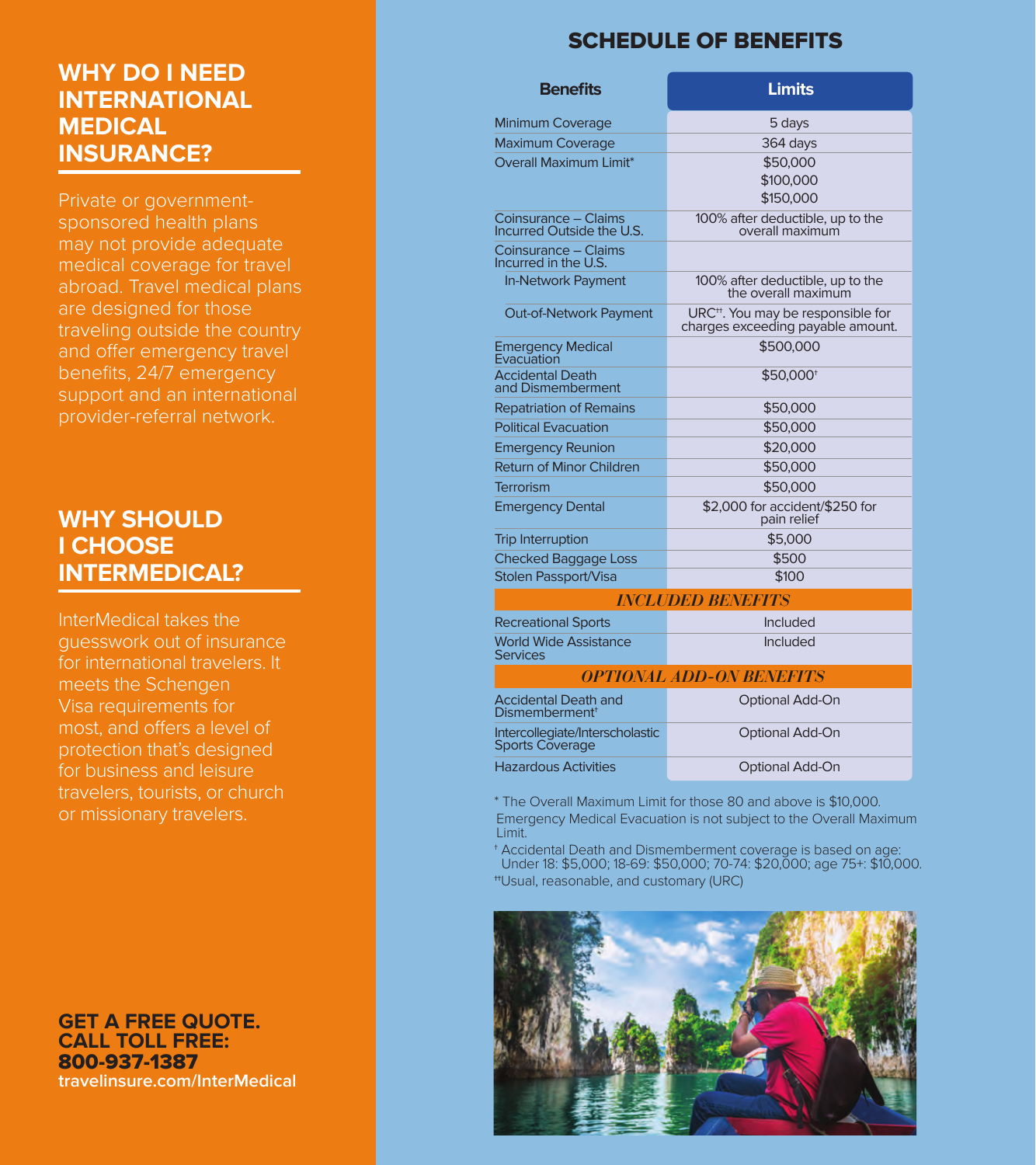## WHY DO I NEED INTERNATIONAL MEDICAL INSURANCE?

Private or government-sponsored health plans may not provide adequate medical coverage for travel abroad. Travel medical plans are designed for those traveling outside the country and offer emergency travel benefits, 24/7 emergency support and an international provider-referral network.

## WHY SHOULD I CHOOSE INTERMEDICAL?

InterMedical takes the guesswork out of insurance for international travelers. It meets the Schengen Visa requirements for most, and offers a level of protection that's designed for business and leisure travelers, tourists, or church or missionary travelers.

**GET A FREE QUOTE. CALL TOLL FREE: 800-937-1387**
**travelinsure.com/InterMedical**

## SCHEDULE OF BENEFITS

| Benefits | Limits |
|---|---|
| Minimum Coverage | 5 days |
| Maximum Coverage | 364 days |
| Overall Maximum Limit* | $50,000<br>$100,000<br>$150,000 |
| Coinsurance – Claims Incurred Outside the U.S. | 100% after deductible, up to the overall maximum |
| Coinsurance – Claims Incurred in the U.S. | |
| In-Network Payment | 100% after deductible, up to the the overall maximum |
| Out-of-Network Payment | URC††. You may be responsible for charges exceeding payable amount. |
| Emergency Medical Evacuation | $500,000 |
| Accidental Death and Dismemberment | $50,000† |
| Repatriation of Remains | $50,000 |
| Political Evacuation | $50,000 |
| Emergency Reunion | $20,000 |
| Return of Minor Children | $50,000 |
| Terrorism | $50,000 |
| Emergency Dental | $2,000 for accident/$250 for pain relief |
| Trip Interruption | $5,000 |
| Checked Baggage Loss | $500 |
| Stolen Passport/Visa | $100 |
| ***INCLUDED BENEFITS*** | |
| Recreational Sports | Included |
| World Wide Assistance Services | Included |
| ***OPTIONAL ADD-ON BENEFITS*** | |
| Accidental Death and Dismemberment† | Optional Add-On |
| Intercollegiate/Interscholastic Sports Coverage | Optional Add-On |
| Hazardous Activities | Optional Add-On |

* The Overall Maximum Limit for those 80 and above is $10,000. Emergency Medical Evacuation is not subject to the Overall Maximum Limit.

† Accidental Death and Dismemberment coverage is based on age: Under 18: $5,000; 18-69: $50,000; 70-74: $20,000; age 75+: $10,000.

††Usual, reasonable, and customary (URC)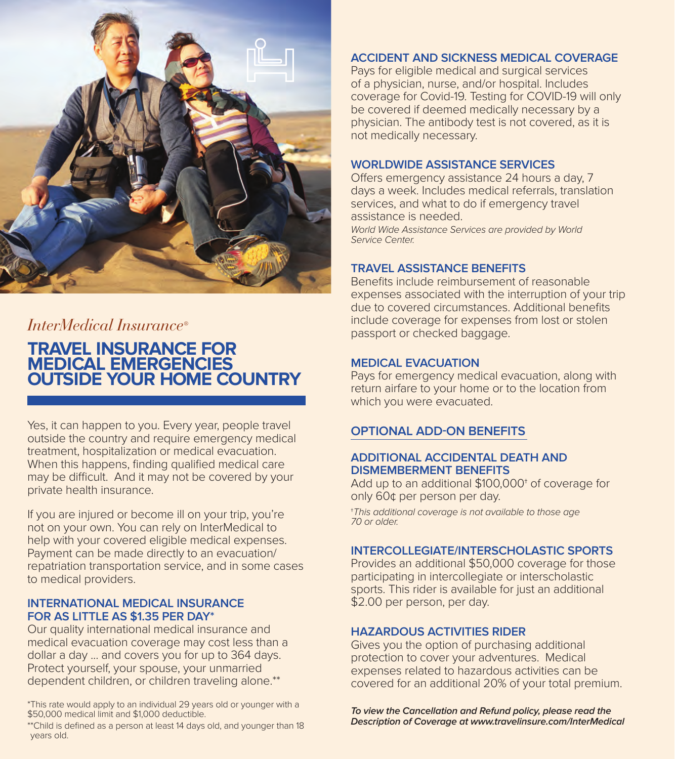*InterMedical Insurance®*

# TRAVEL INSURANCE FOR MEDICAL EMERGENCIES OUTSIDE YOUR HOME COUNTRY

Yes, it can happen to you. Every year, people travel outside the country and require emergency medical treatment, hospitalization or medical evacuation. When this happens, finding qualified medical care may be difficult. And it may not be covered by your private health insurance.

If you are injured or become ill on your trip, you're not on your own. You can rely on InterMedical to help with your covered eligible medical expenses. Payment can be made directly to an evacuation/repatriation transportation service, and in some cases to medical providers.

### INTERNATIONAL MEDICAL INSURANCE FOR AS LITTLE AS $1.35 PER DAY*

Our quality international medical insurance and medical evacuation coverage may cost less than a dollar a day ... and covers you for up to 364 days. Protect yourself, your spouse, your unmarried dependent children, or children traveling alone.**

*This rate would apply to an individual 29 years old or younger with a $50,000 medical limit and $1,000 deductible.

**Child is defined as a person at least 14 days old, and younger than 18 years old.

### ACCIDENT AND SICKNESS MEDICAL COVERAGE

Pays for eligible medical and surgical services of a physician, nurse, and/or hospital. Includes coverage for Covid-19. Testing for COVID-19 will only be covered if deemed medically necessary by a physician. The antibody test is not covered, as it is not medically necessary.

### WORLDWIDE ASSISTANCE SERVICES

Offers emergency assistance 24 hours a day, 7 days a week. Includes medical referrals, translation services, and what to do if emergency travel assistance is needed.

*World Wide Assistance Services are provided by World Service Center.*

### TRAVEL ASSISTANCE BENEFITS

Benefits include reimbursement of reasonable expenses associated with the interruption of your trip due to covered circumstances. Additional benefits include coverage for expenses from lost or stolen passport or checked baggage.

### MEDICAL EVACUATION

Pays for emergency medical evacuation, along with return airfare to your home or to the location from which you were evacuated.

## OPTIONAL ADD-ON BENEFITS

### ADDITIONAL ACCIDENTAL DEATH AND DISMEMBERMENT BENEFITS

Add up to an additional $100,000† of coverage for only 60¢ per person per day.

†*This additional coverage is not available to those age 70 or older.*

### INTERCOLLEGIATE/INTERSCHOLASTIC SPORTS

Provides an additional $50,000 coverage for those participating in intercollegiate or interscholastic sports. This rider is available for just an additional $2.00 per person, per day.

### HAZARDOUS ACTIVITIES RIDER

Gives you the option of purchasing additional protection to cover your adventures. Medical expenses related to hazardous activities can be covered for an additional 20% of your total premium.

***To view the Cancellation and Refund policy, please read the Description of Coverage at www.travelinsure.com/InterMedical***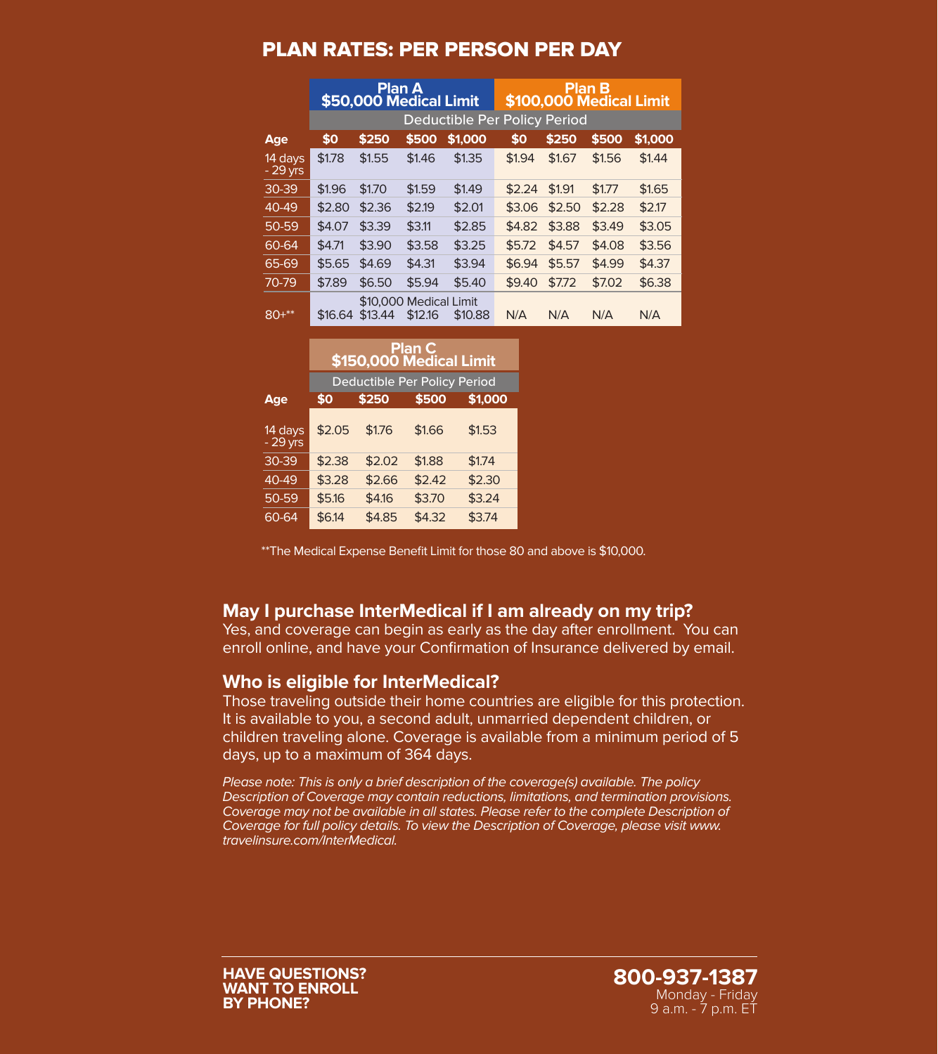## PLAN RATES: PER PERSON PER DAY

| | Plan A $50,000 Medical Limit | | | | Plan B $100,000 Medical Limit | | | |
|---|---|---|---|---|---|---|---|---|
| | Deductible Per Policy Period | | | | | | | |
| **Age** | **$0** | **$250** | **$500** | **$1,000** | **$0** | **$250** | **$500** | **$1,000** |
| 14 days - 29 yrs | $1.78 | $1.55 | $1.46 | $1.35 | $1.94 | $1.67 | $1.56 | $1.44 |
| 30-39 | $1.96 | $1.70 | $1.59 | $1.49 | $2.24 | $1.91 | $1.77 | $1.65 |
| 40-49 | $2.80 | $2.36 | $2.19 | $2.01 | $3.06 | $2.50 | $2.28 | $2.17 |
| 50-59 | $4.07 | $3.39 | $3.11 | $2.85 | $4.82 | $3.88 | $3.49 | $3.05 |
| 60-64 | $4.71 | $3.90 | $3.58 | $3.25 | $5.72 | $4.57 | $4.08 | $3.56 |
| 65-69 | $5.65 | $4.69 | $4.31 | $3.94 | $6.94 | $5.57 | $4.99 | $4.37 |
| 70-79 | $7.89 | $6.50 | $5.94 | $5.40 | $9.40 | $7.72 | $7.02 | $6.38 |
| 80+** ($10,000 Medical Limit) | $16.64 | $13.44 | $12.16 | $10.88 | N/A | N/A | N/A | N/A |

| | Plan C $150,000 Medical Limit | | | |
|---|---|---|---|---|
| | Deductible Per Policy Period | | | |
| **Age** | **$0** | **$250** | **$500** | **$1,000** |
| 14 days - 29 yrs | $2.05 | $1.76 | $1.66 | $1.53 |
| 30-39 | $2.38 | $2.02 | $1.88 | $1.74 |
| 40-49 | $3.28 | $2.66 | $2.42 | $2.30 |
| 50-59 | $5.16 | $4.16 | $3.70 | $3.24 |
| 60-64 | $6.14 | $4.85 | $4.32 | $3.74 |

**The Medical Expense Benefit Limit for those 80 and above is $10,000.

### May I purchase InterMedical if I am already on my trip?

Yes, and coverage can begin as early as the day after enrollment. You can enroll online, and have your Confirmation of Insurance delivered by email.

### Who is eligible for InterMedical?

Those traveling outside their home countries are eligible for this protection. It is available to you, a second adult, unmarried dependent children, or children traveling alone. Coverage is available from a minimum period of 5 days, up to a maximum of 364 days.

*Please note: This is only a brief description of the coverage(s) available. The policy Description of Coverage may contain reductions, limitations, and termination provisions. Coverage may not be available in all states. Please refer to the complete Description of Coverage for full policy details. To view the Description of Coverage, please visit www.travelinsure.com/InterMedical.*

**HAVE QUESTIONS? WANT TO ENROLL BY PHONE?**

**800-937-1387**
Monday - Friday
9 a.m. - 7 p.m. ET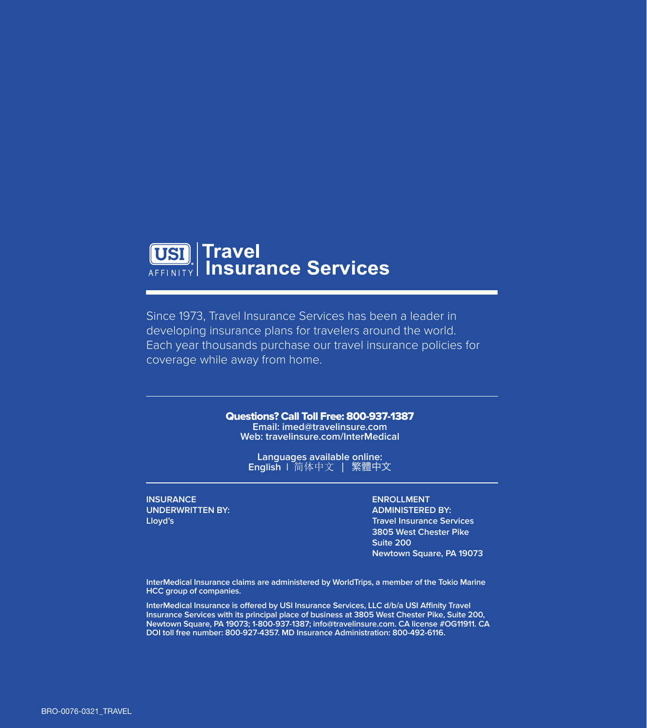USI AFFINITY | **Travel Insurance Services**

Since 1973, Travel Insurance Services has been a leader in developing insurance plans for travelers around the world. Each year thousands purchase our travel insurance policies for coverage while away from home.

**Questions? Call Toll Free: 800-937-1387**
**Email: imed@travelinsure.com**
**Web: travelinsure.com/InterMedical**

**Languages available online:**
**English** | 简体中文 | 繁體中文

**INSURANCE UNDERWRITTEN BY:**
**Lloyd's**

**ENROLLMENT ADMINISTERED BY:**
**Travel Insurance Services**
**3805 West Chester Pike**
**Suite 200**
**Newtown Square, PA 19073**

**InterMedical Insurance claims are administered by WorldTrips, a member of the Tokio Marine HCC group of companies.**

**InterMedical Insurance is offered by USI Insurance Services, LLC d/b/a USI Affinity Travel Insurance Services with its principal place of business at 3805 West Chester Pike, Suite 200, Newtown Square, PA 19073; 1-800-937-1387; info@travelinsure.com. CA license #OG11911. CA DOI toll free number: 800-927-4357. MD Insurance Administration: 800-492-6116.**

BRO-0076-0321_TRAVEL